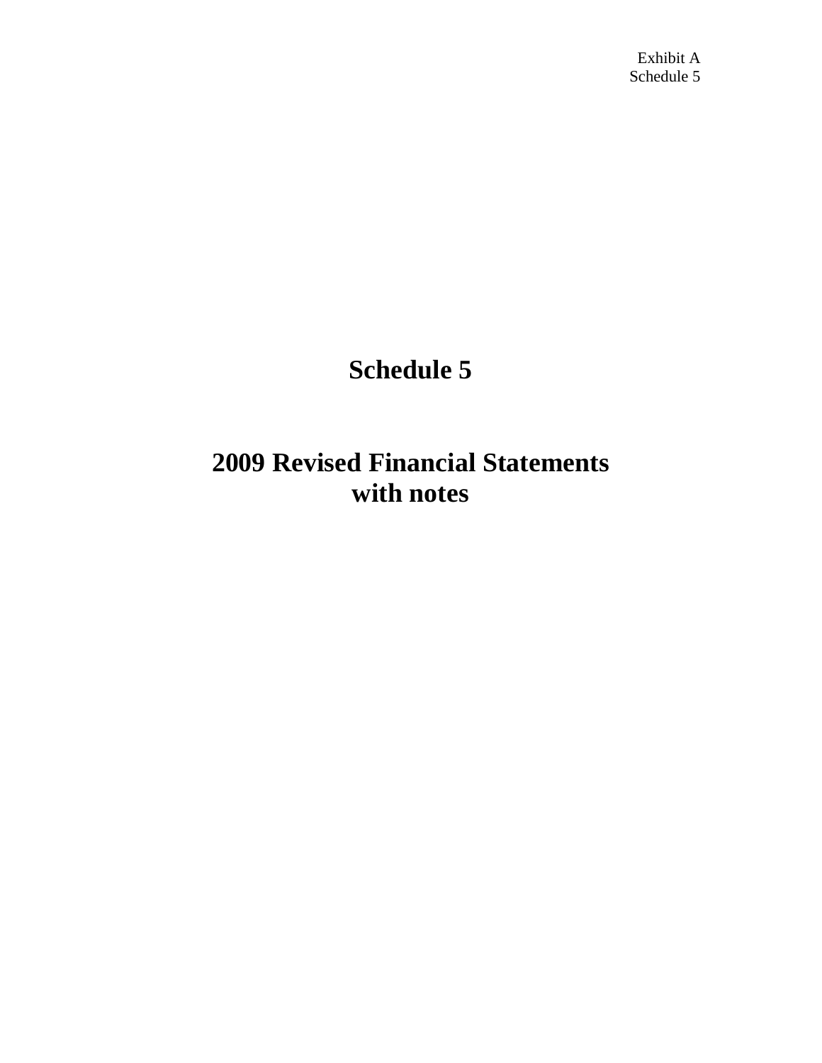Exhibit A
Schedule 5

# Schedule 5

# 2009 Revised Financial Statements with notes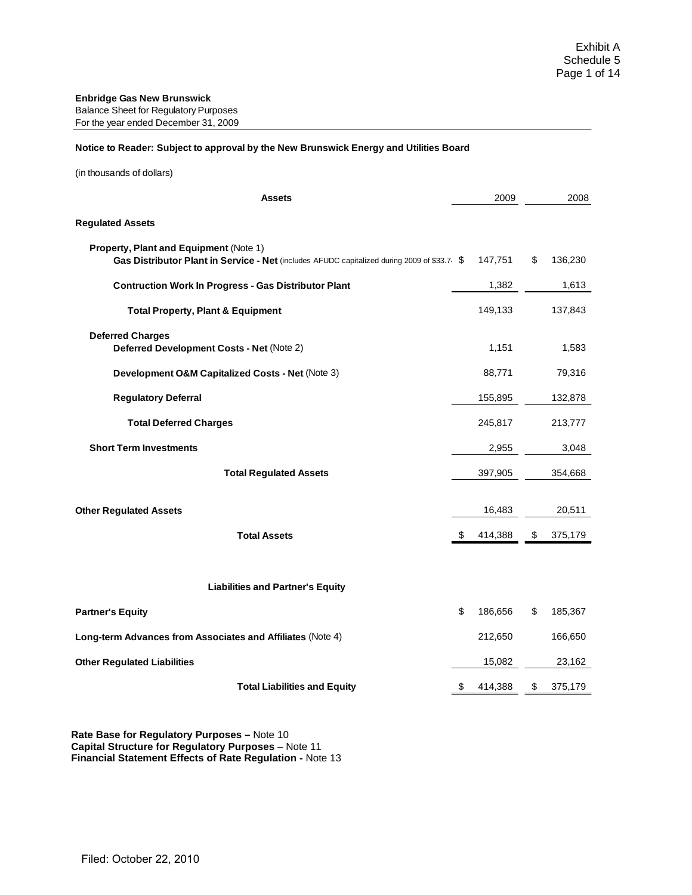Exhibit A
Schedule 5

**Enbridge Gas New Brunswick**
Balance Sheet for Regulatory Purposes
For the year ended December 31, 2009

**Notice to Reader: Subject to approval by the New Brunswick Energy and Utilities Board**

(in thousands of dollars)

| **Assets** | 2009 | 2008 |
|---|---|---|
| **Regulated Assets** | | |
| **Property, Plant and Equipment** (Note 1) | | |
| **Gas Distributor Plant in Service - Net** (includes AFUDC capitalized during 2009 of $33.7 | $ 147,751 | $ 136,230 |
| **Contruction Work In Progress - Gas Distributor Plant** | 1,382 | 1,613 |
| **Total Property, Plant & Equipment** | 149,133 | 137,843 |
| **Deferred Charges** | | |
| **Deferred Development Costs - Net** (Note 2) | 1,151 | 1,583 |
| **Development O&M Capitalized Costs - Net** (Note 3) | 88,771 | 79,316 |
| **Regulatory Deferral** | 155,895 | 132,878 |
| **Total Deferred Charges** | 245,817 | 213,777 |
| **Short Term Investments** | 2,955 | 3,048 |
| **Total Regulated Assets** | 397,905 | 354,668 |
| **Other Regulated Assets** | 16,483 | 20,511 |
| **Total Assets** | $ 414,388 | $ 375,179 |
| **Liabilities and Partner's Equity** | | |
| **Partner's Equity** | $ 186,656 | $ 185,367 |
| **Long-term Advances from Associates and Affiliates** (Note 4) | 212,650 | 166,650 |
| **Other Regulated Liabilities** | 15,082 | 23,162 |
| **Total Liabilities and Equity** | $ 414,388 | $ 375,179 |

**Rate Base for Regulatory Purposes –** Note 10
**Capital Structure for Regulatory Purposes** – Note 11
**Financial Statement Effects of Rate Regulation -** Note 13

Filed: October 22, 2010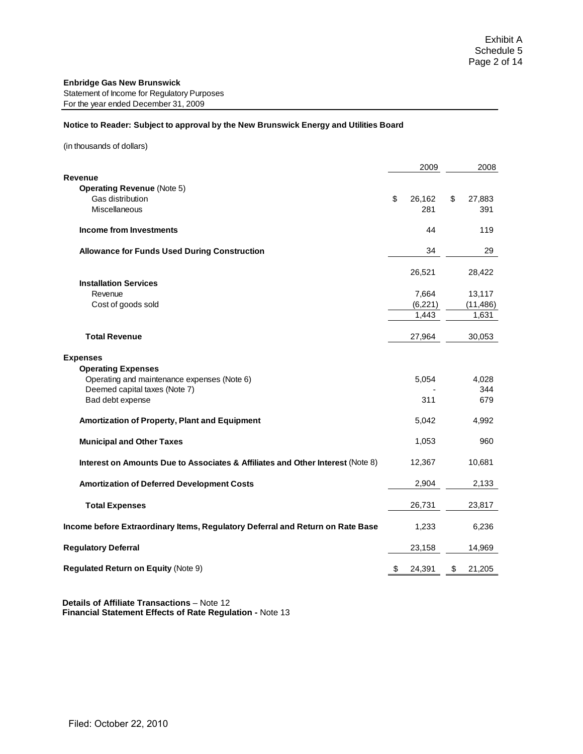**Enbridge Gas New Brunswick**
Statement of Income for Regulatory Purposes
For the year ended December 31, 2009

**Notice to Reader: Subject to approval by the New Brunswick Energy and Utilities Board**

(in thousands of dollars)

| | 2009 | 2008 |
|---|---|---|
| **Revenue** | | |
| **Operating Revenue** (Note 5) | | |
| Gas distribution | $ 26,162 | $ 27,883 |
| Miscellaneous | 281 | 391 |
| **Income from Investments** | 44 | 119 |
| **Allowance for Funds Used During Construction** | 34 | 29 |
| | 26,521 | 28,422 |
| **Installation Services** | | |
| Revenue | 7,664 | 13,117 |
| Cost of goods sold | (6,221) | (11,486) |
| | 1,443 | 1,631 |
| **Total Revenue** | 27,964 | 30,053 |
| **Expenses** | | |
| **Operating Expenses** | | |
| Operating and maintenance expenses (Note 6) | 5,054 | 4,028 |
| Deemed capital taxes (Note 7) | - | 344 |
| Bad debt expense | 311 | 679 |
| **Amortization of Property, Plant and Equipment** | 5,042 | 4,992 |
| **Municipal and Other Taxes** | 1,053 | 960 |
| **Interest on Amounts Due to Associates & Affiliates and Other Interest** (Note 8) | 12,367 | 10,681 |
| **Amortization of Deferred Development Costs** | 2,904 | 2,133 |
| **Total Expenses** | 26,731 | 23,817 |
| **Income before Extraordinary Items, Regulatory Deferral and Return on Rate Base** | 1,233 | 6,236 |
| **Regulatory Deferral** | 23,158 | 14,969 |
| **Regulated Return on Equity** (Note 9) | $ 24,391 | $ 21,205 |

**Details of Affiliate Transactions** – Note 12
**Financial Statement Effects of Rate Regulation -** Note 13

Filed: October 22, 2010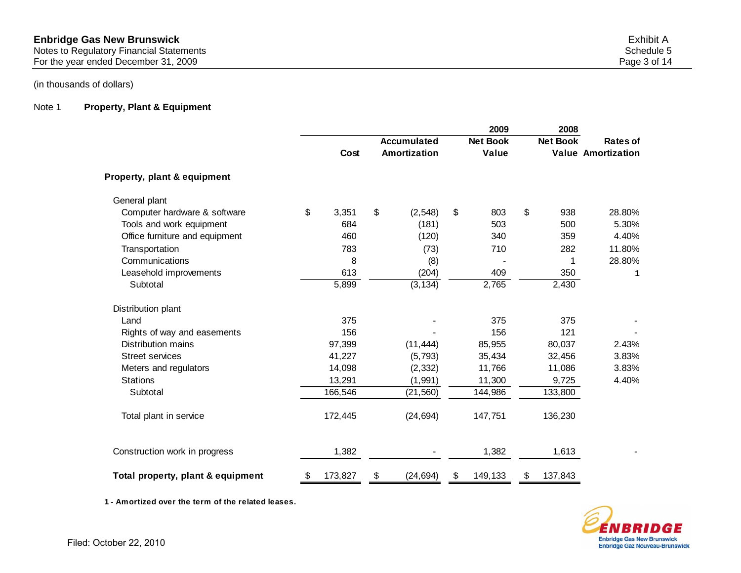(in thousands of dollars)

Note 1 **Property, Plant & Equipment**

| | Cost | Accumulated Amortization | 2009 Net Book Value | 2008 Net Book Value | Rates of Amortization |
|---|---|---|---|---|---|
| **Property, plant & equipment** | | | | | |
| General plant | | | | | |
| Computer hardware & software | $ 3,351 | $ (2,548) | $ 803 | $ 938 | 28.80% |
| Tools and work equipment | 684 | (181) | 503 | 500 | 5.30% |
| Office furniture and equipment | 460 | (120) | 340 | 359 | 4.40% |
| Transportation | 783 | (73) | 710 | 282 | 11.80% |
| Communications | 8 | (8) | - | 1 | 28.80% |
| Leasehold improvements | 613 | (204) | 409 | 350 | **1** |
| Subtotal | 5,899 | (3,134) | 2,765 | 2,430 | |
| Distribution plant | | | | | |
| Land | 375 | - | 375 | 375 | - |
| Rights of way and easements | 156 | - | 156 | 121 | - |
| Distribution mains | 97,399 | (11,444) | 85,955 | 80,037 | 2.43% |
| Street services | 41,227 | (5,793) | 35,434 | 32,456 | 3.83% |
| Meters and regulators | 14,098 | (2,332) | 11,766 | 11,086 | 3.83% |
| Stations | 13,291 | (1,991) | 11,300 | 9,725 | 4.40% |
| Subtotal | 166,546 | (21,560) | 144,986 | 133,800 | |
| Total plant in service | 172,445 | (24,694) | 147,751 | 136,230 | |
| Construction work in progress | 1,382 | - | 1,382 | 1,613 | - |
| **Total property, plant & equipment** | $ 173,827 | $ (24,694) | $ 149,133 | $ 137,843 | |

**1 - Amortized over the term of the related leases.**

Filed: October 22, 2010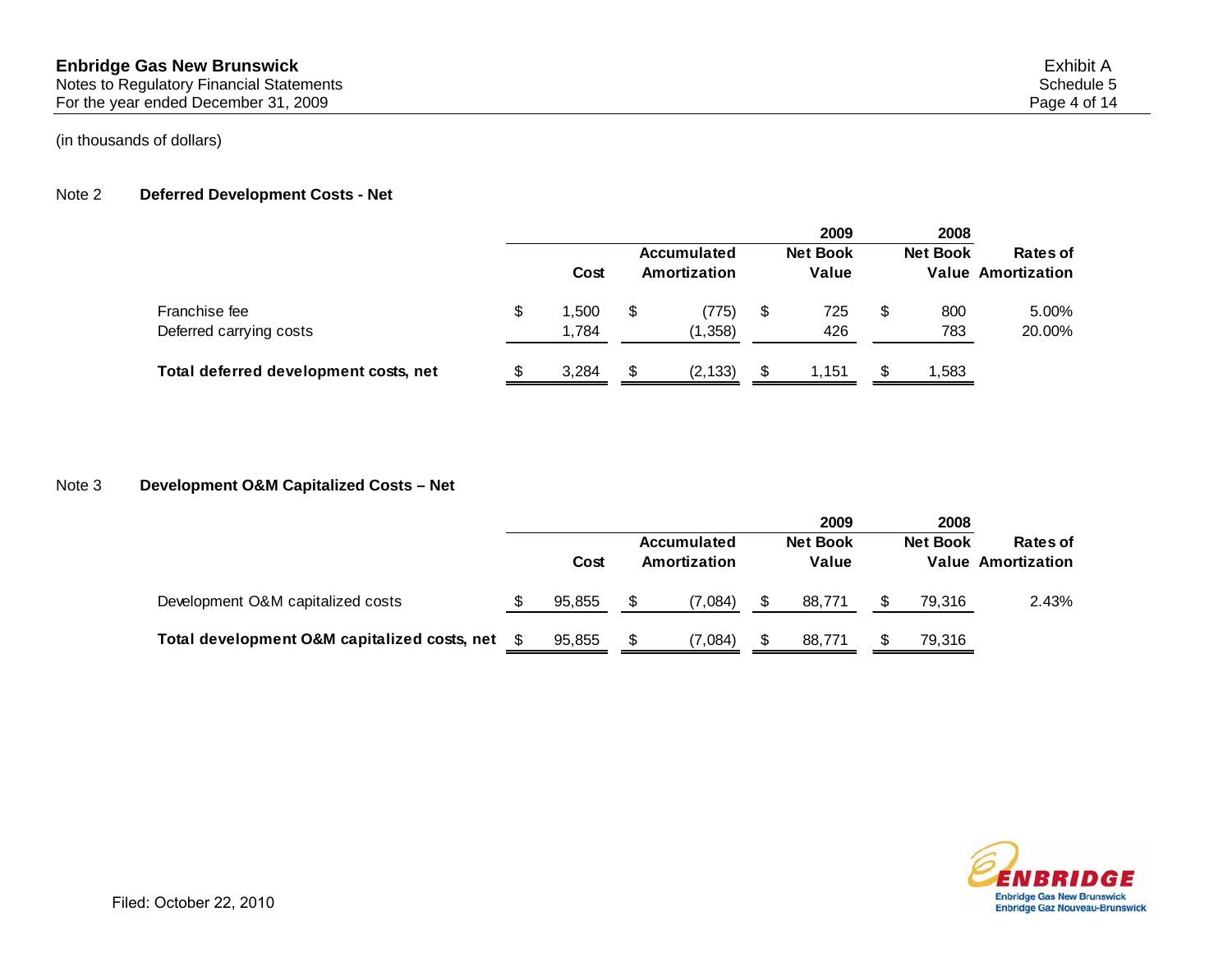(in thousands of dollars)

## Note 2 Deferred Development Costs - Net

| | Cost | Accumulated Amortization | 2009 Net Book Value | 2008 Net Book Value | Rates of Amortization |
|---|---|---|---|---|---|
| Franchise fee | $ 1,500 | $ (775) | $ 725 | $ 800 | 5.00% |
| Deferred carrying costs | 1,784 | (1,358) | 426 | 783 | 20.00% |
| **Total deferred development costs, net** | $ 3,284 | $ (2,133) | $ 1,151 | $ 1,583 | |

## Note 3 Development O&M Capitalized Costs – Net

| | Cost | Accumulated Amortization | 2009 Net Book Value | 2008 Net Book Value | Rates of Amortization |
|---|---|---|---|---|---|
| Development O&M capitalized costs | $ 95,855 | $ (7,084) | $ 88,771 | $ 79,316 | 2.43% |
| **Total development O&M capitalized costs, net** | $ 95,855 | $ (7,084) | $ 88,771 | $ 79,316 | |

Filed: October 22, 2010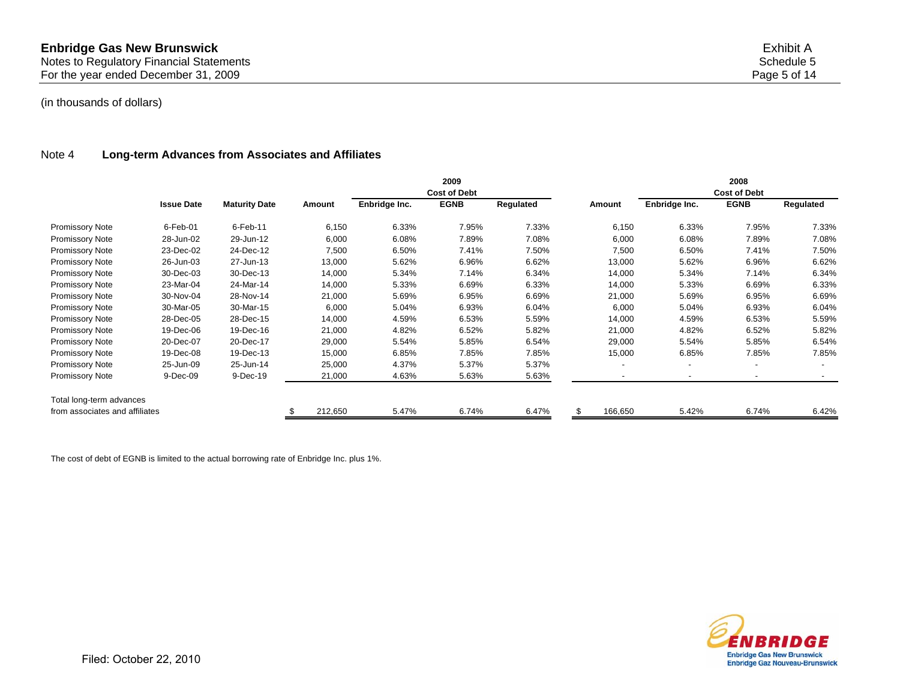(in thousands of dollars)

## Note 4 Long-term Advances from Associates and Affiliates

| | | | 2009 | | | | 2008 | | | |
|---|---|---|---|---|---|---|---|---|---|---|
| | | | | Cost of Debt | | | | Cost of Debt | | |
| | Issue Date | Maturity Date | Amount | Enbridge Inc. | EGNB | Regulated | Amount | Enbridge Inc. | EGNB | Regulated |
| Promissory Note | 6-Feb-01 | 6-Feb-11 | 6,150 | 6.33% | 7.95% | 7.33% | 6,150 | 6.33% | 7.95% | 7.33% |
| Promissory Note | 28-Jun-02 | 29-Jun-12 | 6,000 | 6.08% | 7.89% | 7.08% | 6,000 | 6.08% | 7.89% | 7.08% |
| Promissory Note | 23-Dec-02 | 24-Dec-12 | 7,500 | 6.50% | 7.41% | 7.50% | 7,500 | 6.50% | 7.41% | 7.50% |
| Promissory Note | 26-Jun-03 | 27-Jun-13 | 13,000 | 5.62% | 6.96% | 6.62% | 13,000 | 5.62% | 6.96% | 6.62% |
| Promissory Note | 30-Dec-03 | 30-Dec-13 | 14,000 | 5.34% | 7.14% | 6.34% | 14,000 | 5.34% | 7.14% | 6.34% |
| Promissory Note | 23-Mar-04 | 24-Mar-14 | 14,000 | 5.33% | 6.69% | 6.33% | 14,000 | 5.33% | 6.69% | 6.33% |
| Promissory Note | 30-Nov-04 | 28-Nov-14 | 21,000 | 5.69% | 6.95% | 6.69% | 21,000 | 5.69% | 6.95% | 6.69% |
| Promissory Note | 30-Mar-05 | 30-Mar-15 | 6,000 | 5.04% | 6.93% | 6.04% | 6,000 | 5.04% | 6.93% | 6.04% |
| Promissory Note | 28-Dec-05 | 28-Dec-15 | 14,000 | 4.59% | 6.53% | 5.59% | 14,000 | 4.59% | 6.53% | 5.59% |
| Promissory Note | 19-Dec-06 | 19-Dec-16 | 21,000 | 4.82% | 6.52% | 5.82% | 21,000 | 4.82% | 6.52% | 5.82% |
| Promissory Note | 20-Dec-07 | 20-Dec-17 | 29,000 | 5.54% | 5.85% | 6.54% | 29,000 | 5.54% | 5.85% | 6.54% |
| Promissory Note | 19-Dec-08 | 19-Dec-13 | 15,000 | 6.85% | 7.85% | 7.85% | 15,000 | 6.85% | 7.85% | 7.85% |
| Promissory Note | 25-Jun-09 | 25-Jun-14 | 25,000 | 4.37% | 5.37% | 5.37% | - | - | - | - |
| Promissory Note | 9-Dec-09 | 9-Dec-19 | 21,000 | 4.63% | 5.63% | 5.63% | - | - | - | - |
| Total long-term advances from associates and affiliates | | | $ 212,650 | 5.47% | 6.74% | 6.47% | $ 166,650 | 5.42% | 6.74% | 6.42% |

The cost of debt of EGNB is limited to the actual borrowing rate of Enbridge Inc. plus 1%.

Filed: October 22, 2010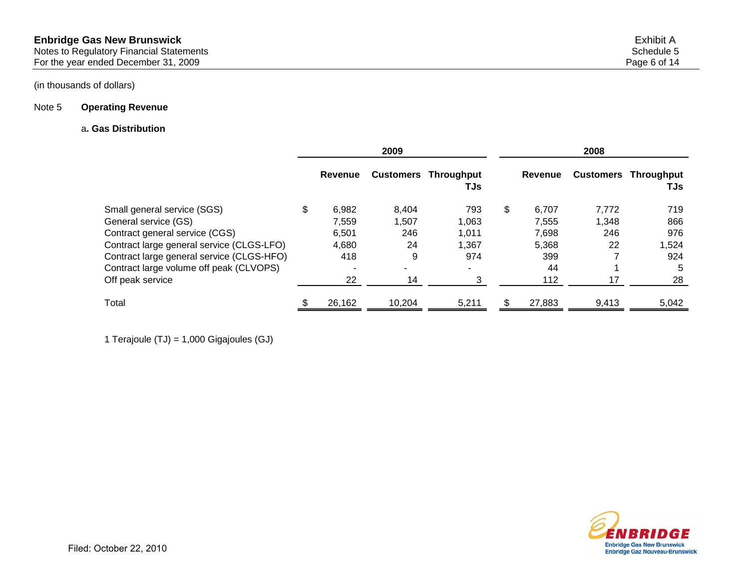(in thousands of dollars)

## Note 5 Operating Revenue

### a. Gas Distribution

| | 2009 | | | 2008 | | |
|---|---|---|---|---|---|---|
| | Revenue | Customers | Throughput TJs | Revenue | Customers | Throughput TJs |
| Small general service (SGS) | $ 6,982 | 8,404 | 793 | $ 6,707 | 7,772 | 719 |
| General service (GS) | 7,559 | 1,507 | 1,063 | 7,555 | 1,348 | 866 |
| Contract general service (CGS) | 6,501 | 246 | 1,011 | 7,698 | 246 | 976 |
| Contract large general service (CLGS-LFO) | 4,680 | 24 | 1,367 | 5,368 | 22 | 1,524 |
| Contract large general service (CLGS-HFO) | 418 | 9 | 974 | 399 | 7 | 924 |
| Contract large volume off peak (CLVOPS) | - | - | - | 44 | 1 | 5 |
| Off peak service | 22 | 14 | 3 | 112 | 17 | 28 |
| Total | $ 26,162 | 10,204 | 5,211 | $ 27,883 | 9,413 | 5,042 |

1 Terajoule (TJ) = 1,000 Gigajoules (GJ)

Filed: October 22, 2010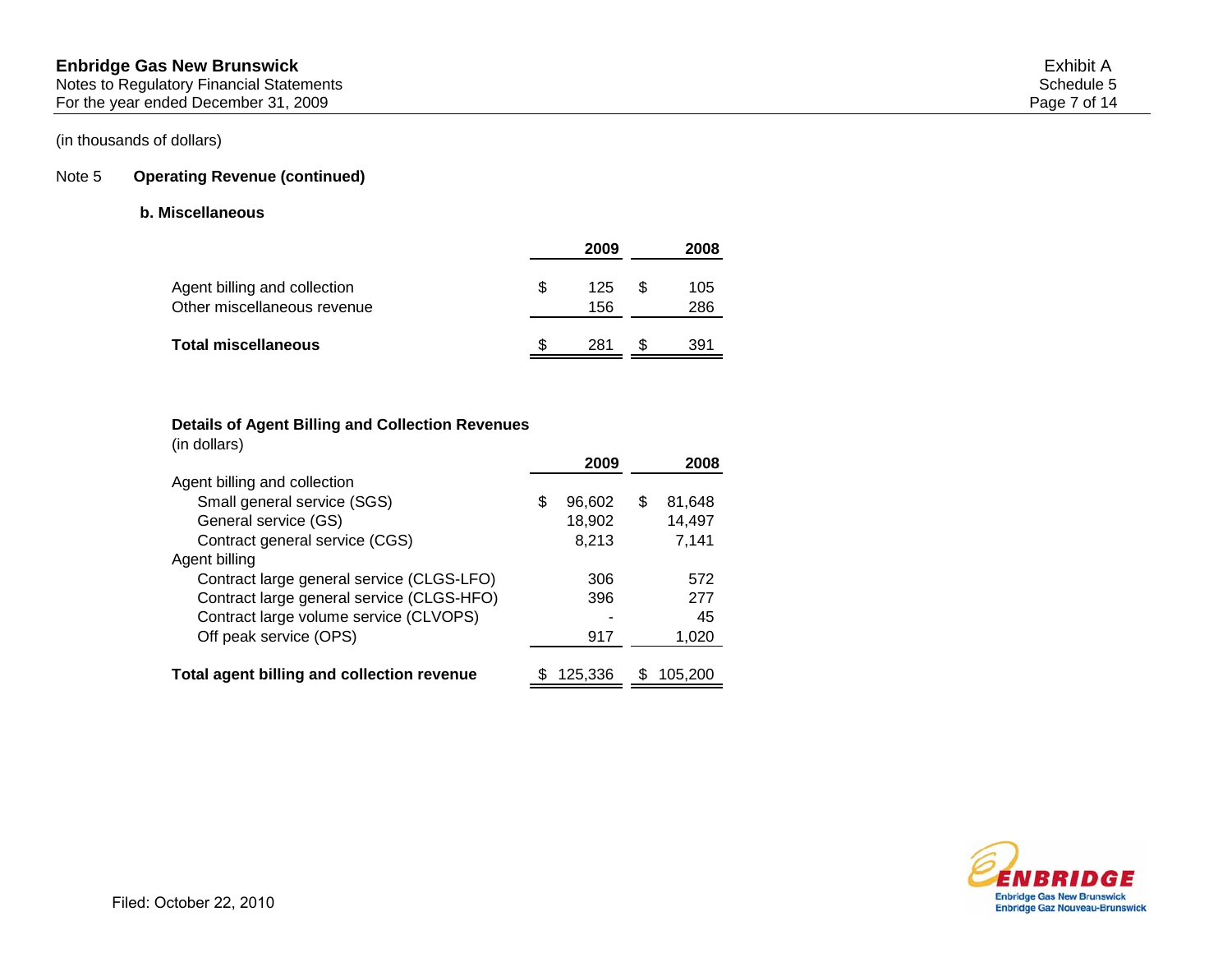(in thousands of dollars)

## Note 5 Operating Revenue (continued)

### b. Miscellaneous

| | 2009 | 2008 |
|---|---|---|
| Agent billing and collection | $ 125 | $ 105 |
| Other miscellaneous revenue | 156 | 286 |
| **Total miscellaneous** | $ 281 | $ 391 |

**Details of Agent Billing and Collection Revenues**
(in dollars)

| | 2009 | 2008 |
|---|---|---|
| Agent billing and collection | | |
| Small general service (SGS) | $ 96,602 | $ 81,648 |
| General service (GS) | 18,902 | 14,497 |
| Contract general service (CGS) | 8,213 | 7,141 |
| Agent billing | | |
| Contract large general service (CLGS-LFO) | 306 | 572 |
| Contract large general service (CLGS-HFO) | 396 | 277 |
| Contract large volume service (CLVOPS) | - | 45 |
| Off peak service (OPS) | 917 | 1,020 |
| **Total agent billing and collection revenue** | $ 125,336 | $ 105,200 |

Filed: October 22, 2010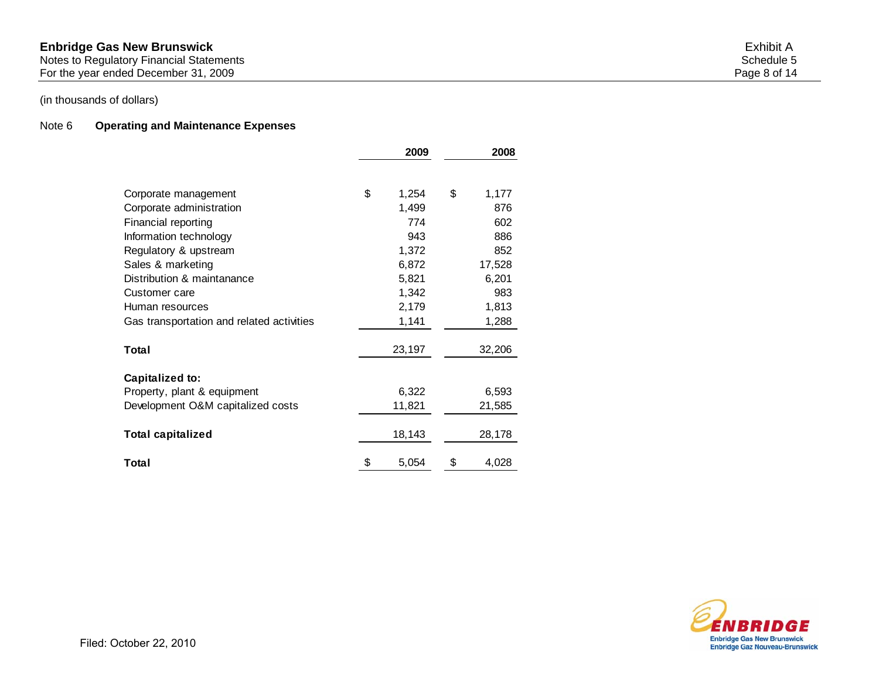(in thousands of dollars)

## Note 6 Operating and Maintenance Expenses

| | 2009 | 2008 |
|---|---|---|
| Corporate management | $ 1,254 | $ 1,177 |
| Corporate administration | 1,499 | 876 |
| Financial reporting | 774 | 602 |
| Information technology | 943 | 886 |
| Regulatory & upstream | 1,372 | 852 |
| Sales & marketing | 6,872 | 17,528 |
| Distribution & maintanance | 5,821 | 6,201 |
| Customer care | 1,342 | 983 |
| Human resources | 2,179 | 1,813 |
| Gas transportation and related activities | 1,141 | 1,288 |
| **Total** | 23,197 | 32,206 |
| **Capitalized to:** | | |
| Property, plant & equipment | 6,322 | 6,593 |
| Development O&M capitalized costs | 11,821 | 21,585 |
| **Total capitalized** | 18,143 | 28,178 |
| **Total** | $ 5,054 | $ 4,028 |

Filed: October 22, 2010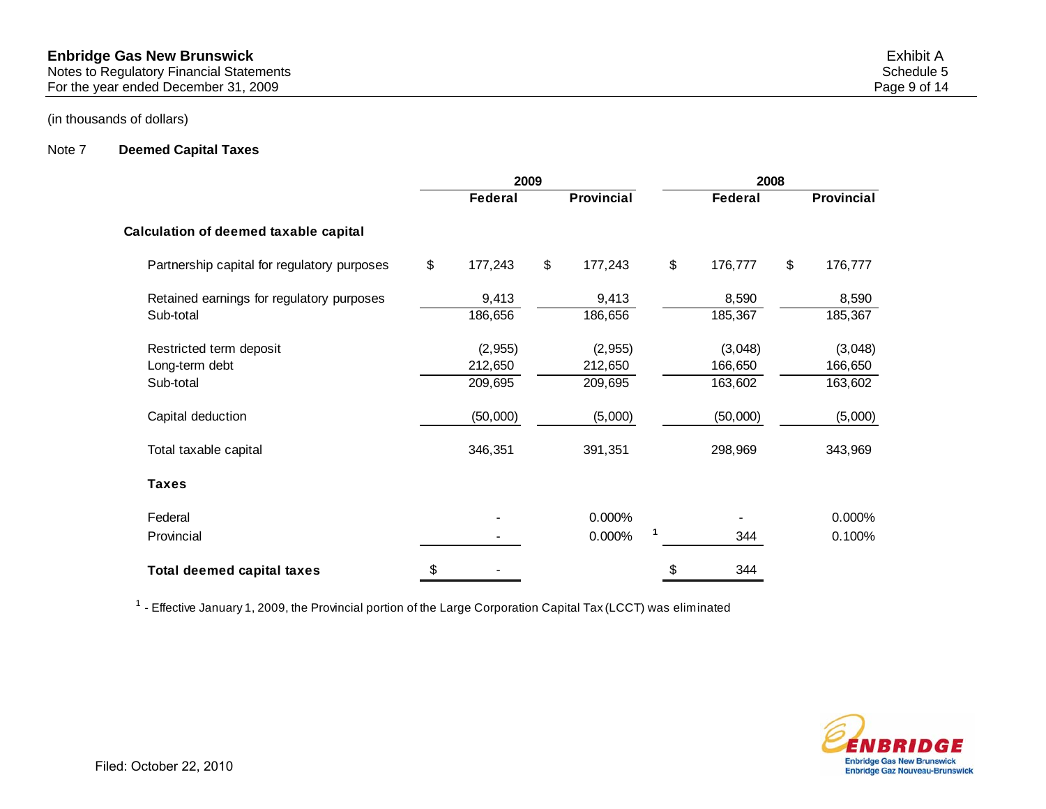(in thousands of dollars)

## Note 7 Deemed Capital Taxes

| | 2009 | | 2008 | |
|---|---|---|---|---|
| | Federal | Provincial | Federal | Provincial |
| **Calculation of deemed taxable capital** | | | | |
| Partnership capital for regulatory purposes | $ 177,243 | $ 177,243 | $ 176,777 | $ 176,777 |
| Retained earnings for regulatory purposes | 9,413 | 9,413 | 8,590 | 8,590 |
| Sub-total | 186,656 | 186,656 | 185,367 | 185,367 |
| Restricted term deposit | (2,955) | (2,955) | (3,048) | (3,048) |
| Long-term debt | 212,650 | 212,650 | 166,650 | 166,650 |
| Sub-total | 209,695 | 209,695 | 163,602 | 163,602 |
| Capital deduction | (50,000) | (5,000) | (50,000) | (5,000) |
| Total taxable capital | 346,351 | 391,351 | 298,969 | 343,969 |
| **Taxes** | | | | |
| Federal | - | 0.000% | - | 0.000% |
| Provincial | - | 0.000% [1] | 344 | 0.100% |
| **Total deemed capital taxes** | $ - | | $ 344 | |

[1] - Effective January 1, 2009, the Provincial portion of the Large Corporation Capital Tax (LCCT) was eliminated

Filed: October 22, 2010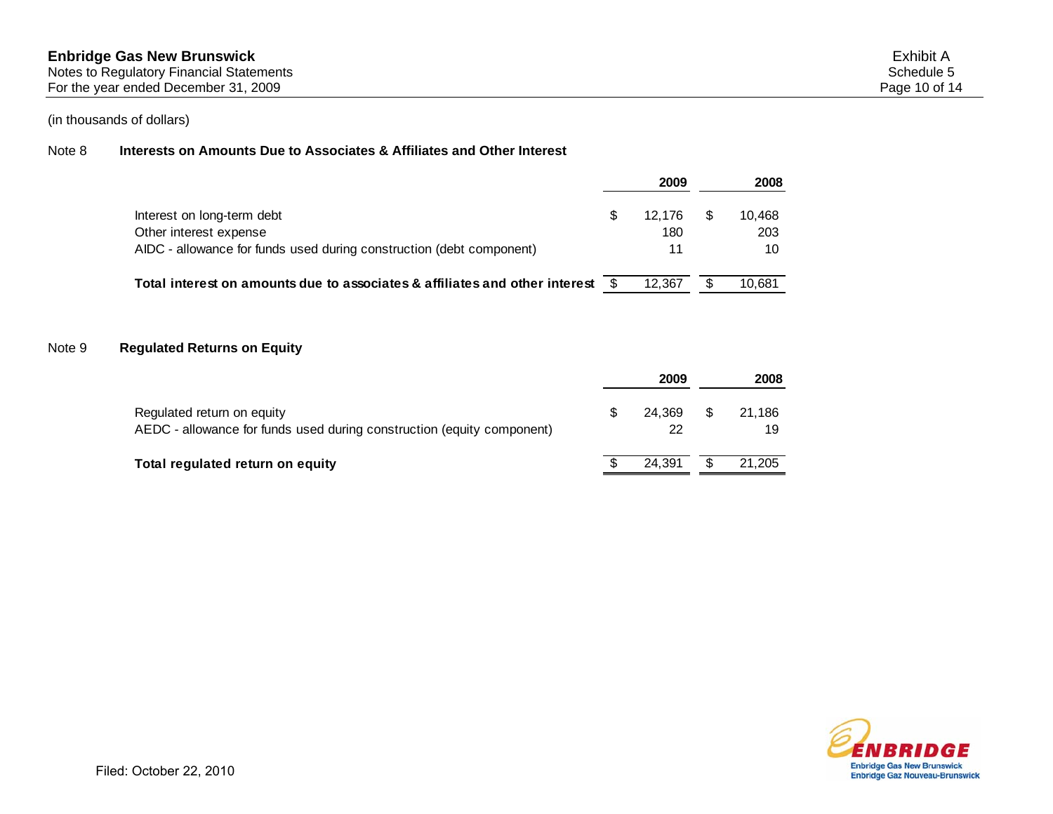(in thousands of dollars)

## Note 8 Interests on Amounts Due to Associates & Affiliates and Other Interest

| | 2009 | 2008 |
|---|---|---|
| Interest on long-term debt | $ 12,176 | $ 10,468 |
| Other interest expense | 180 | 203 |
| AIDC - allowance for funds used during construction (debt component) | 11 | 10 |
| **Total interest on amounts due to associates & affiliates and other interest** | $ 12,367 | $ 10,681 |

## Note 9 Regulated Returns on Equity

| | 2009 | 2008 |
|---|---|---|
| Regulated return on equity | $ 24,369 | $ 21,186 |
| AEDC - allowance for funds used during construction (equity component) | 22 | 19 |
| **Total regulated return on equity** | $ 24,391 | $ 21,205 |

Filed: October 22, 2010

Enbridge Gas New Brunswick
Enbridge Gaz Nouveau-Brunswick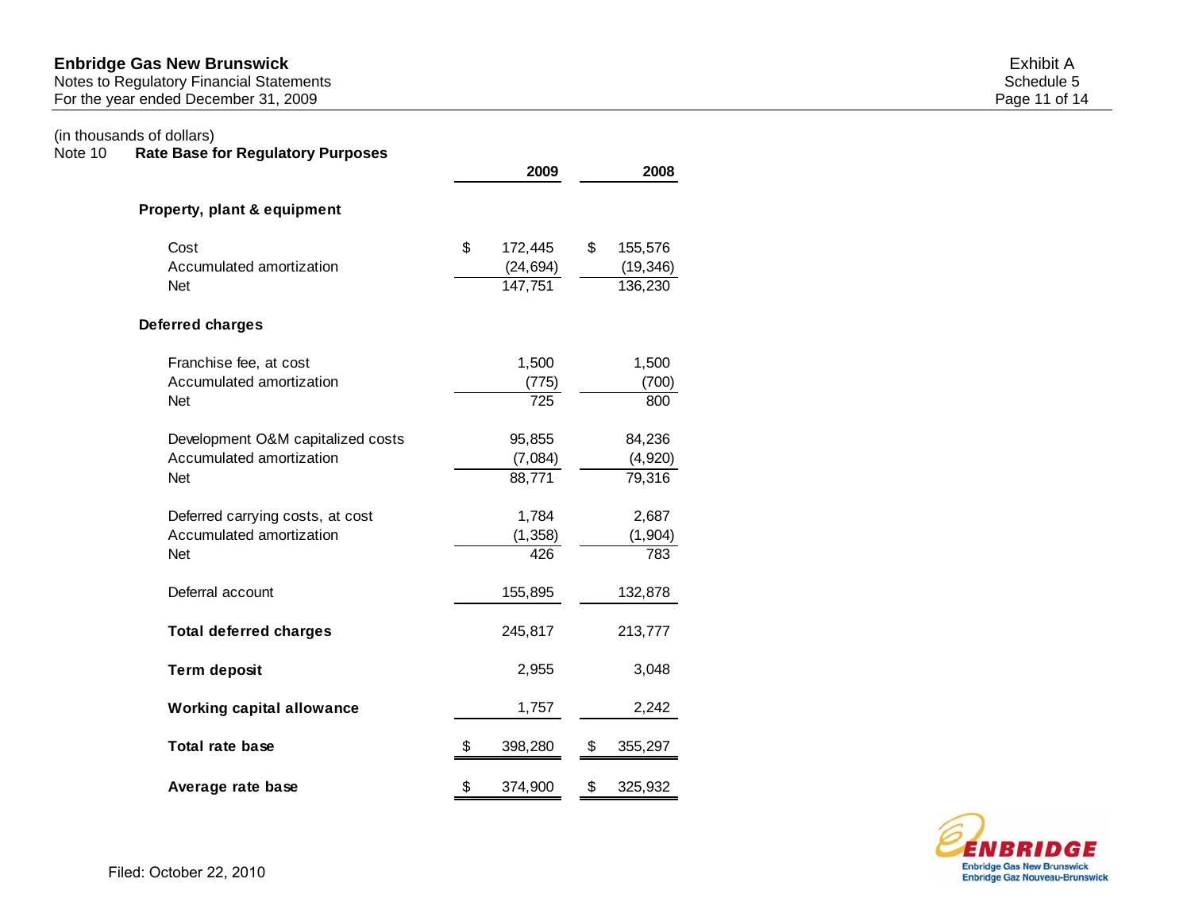(in thousands of dollars)

Note 10 **Rate Base for Regulatory Purposes**

| | 2009 | 2008 |
|---|---|---|
| **Property, plant & equipment** | | |
| Cost | $ 172,445 | $ 155,576 |
| Accumulated amortization | (24,694) | (19,346) |
| Net | 147,751 | 136,230 |
| **Deferred charges** | | |
| Franchise fee, at cost | 1,500 | 1,500 |
| Accumulated amortization | (775) | (700) |
| Net | 725 | 800 |
| Development O&M capitalized costs | 95,855 | 84,236 |
| Accumulated amortization | (7,084) | (4,920) |
| Net | 88,771 | 79,316 |
| Deferred carrying costs, at cost | 1,784 | 2,687 |
| Accumulated amortization | (1,358) | (1,904) |
| Net | 426 | 783 |
| Deferral account | 155,895 | 132,878 |
| **Total deferred charges** | 245,817 | 213,777 |
| **Term deposit** | 2,955 | 3,048 |
| **Working capital allowance** | 1,757 | 2,242 |
| **Total rate base** | $ 398,280 | $ 355,297 |
| **Average rate base** | $ 374,900 | $ 325,932 |

Filed: October 22, 2010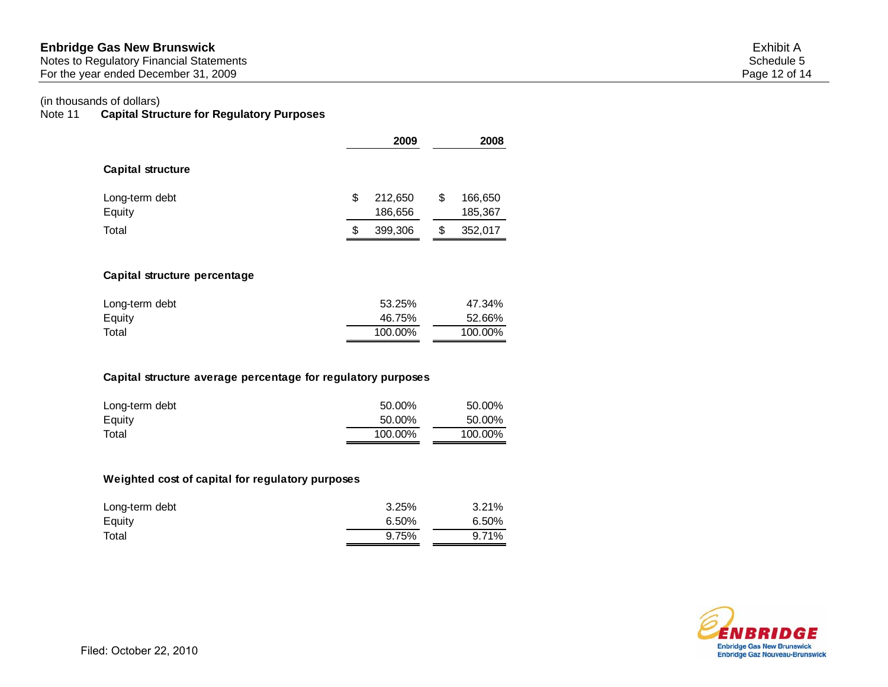(in thousands of dollars)

## Note 11 Capital Structure for Regulatory Purposes

| | 2009 | 2008 |
|---|---|---|
| **Capital structure** | | |
| Long-term debt | $ 212,650 | $ 166,650 |
| Equity | 186,656 | 185,367 |
| Total | $ 399,306 | $ 352,017 |
| **Capital structure percentage** | | |
| Long-term debt | 53.25% | 47.34% |
| Equity | 46.75% | 52.66% |
| Total | 100.00% | 100.00% |
| **Capital structure average percentage for regulatory purposes** | | |
| Long-term debt | 50.00% | 50.00% |
| Equity | 50.00% | 50.00% |
| Total | 100.00% | 100.00% |
| **Weighted cost of capital for regulatory purposes** | | |
| Long-term debt | 3.25% | 3.21% |
| Equity | 6.50% | 6.50% |
| Total | 9.75% | 9.71% |

Filed: October 22, 2010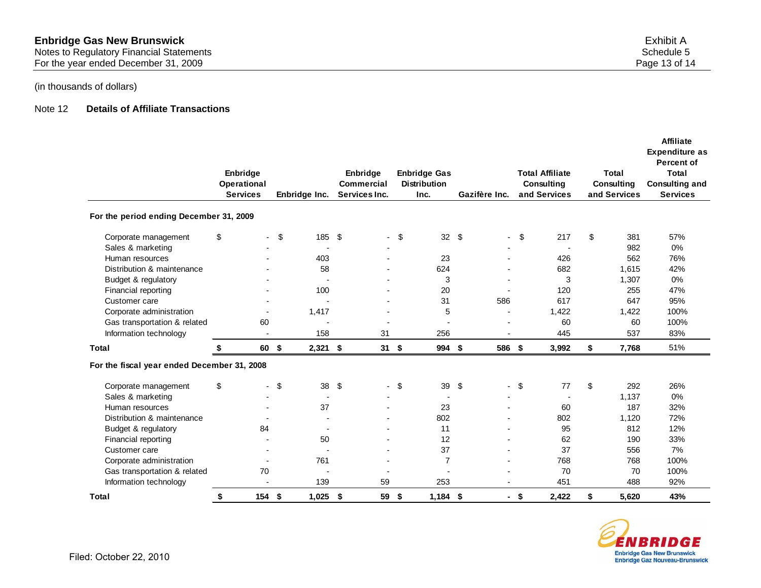(in thousands of dollars)

Note 12 **Details of Affiliate Transactions**

| | Enbridge Operational Services | Enbridge Inc. | Enbridge Commercial Services Inc. | Enbridge Gas Distribution Inc. | Gazifère Inc. | Total Affiliate Consulting and Services | Total Consulting and Services | Affiliate Expenditure as Percent of Total Consulting and Services |
|---|---|---|---|---|---|---|---|---|
| **For the period ending December 31, 2009** | | | | | | | | |
| Corporate management | $ - | $ 185 | $ - | $ 32 | $ - | $ 217 | $ 381 | 57% |
| Sales & marketing | - | - | - | | - | - | 982 | 0% |
| Human resources | - | 403 | - | 23 | - | 426 | 562 | 76% |
| Distribution & maintenance | - | 58 | - | 624 | - | 682 | 1,615 | 42% |
| Budget & regulatory | - | - | - | 3 | - | 3 | 1,307 | 0% |
| Financial reporting | - | 100 | - | 20 | - | 120 | 255 | 47% |
| Customer care | - | - | - | 31 | 586 | 617 | 647 | 95% |
| Corporate administration | - | 1,417 | - | 5 | - | 1,422 | 1,422 | 100% |
| Gas transportation & related | 60 | - | - | - | - | 60 | 60 | 100% |
| Information technology | - | 158 | 31 | 256 | - | 445 | 537 | 83% |
| **Total** | **$ 60** | **$ 2,321** | **$ 31** | **$ 994** | **$ 586** | **$ 3,992** | **$ 7,768** | 51% |
| **For the fiscal year ended December 31, 2008** | | | | | | | | |
| Corporate management | $ - | $ 38 | $ - | $ 39 | $ - | $ 77 | $ 292 | 26% |
| Sales & marketing | - | - | - | - | - | - | 1,137 | 0% |
| Human resources | - | 37 | - | 23 | - | 60 | 187 | 32% |
| Distribution & maintenance | - | - | - | 802 | - | 802 | 1,120 | 72% |
| Budget & regulatory | 84 | - | - | 11 | - | 95 | 812 | 12% |
| Financial reporting | - | 50 | - | 12 | - | 62 | 190 | 33% |
| Customer care | - | - | - | 37 | - | 37 | 556 | 7% |
| Corporate administration | - | 761 | - | 7 | - | 768 | 768 | 100% |
| Gas transportation & related | 70 | - | - | - | - | 70 | 70 | 100% |
| Information technology | - | 139 | 59 | 253 | - | 451 | 488 | 92% |
| **Total** | **$ 154** | **$ 1,025** | **$ 59** | **$ 1,184** | **$ -** | **$ 2,422** | **$ 5,620** | **43%** |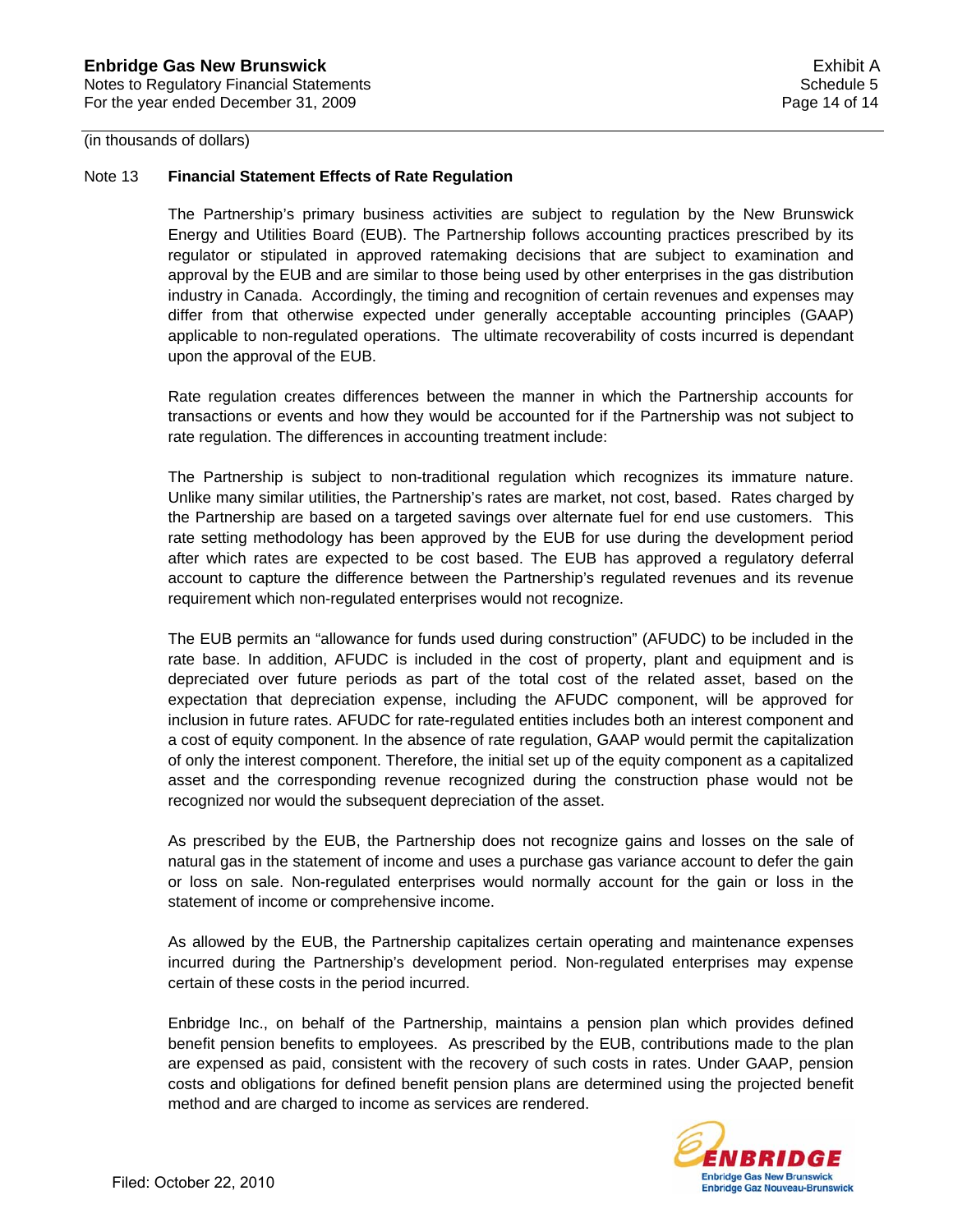(in thousands of dollars)

## Note 13 Financial Statement Effects of Rate Regulation

The Partnership's primary business activities are subject to regulation by the New Brunswick Energy and Utilities Board (EUB). The Partnership follows accounting practices prescribed by its regulator or stipulated in approved ratemaking decisions that are subject to examination and approval by the EUB and are similar to those being used by other enterprises in the gas distribution industry in Canada. Accordingly, the timing and recognition of certain revenues and expenses may differ from that otherwise expected under generally acceptable accounting principles (GAAP) applicable to non-regulated operations. The ultimate recoverability of costs incurred is dependant upon the approval of the EUB.

Rate regulation creates differences between the manner in which the Partnership accounts for transactions or events and how they would be accounted for if the Partnership was not subject to rate regulation. The differences in accounting treatment include:

The Partnership is subject to non-traditional regulation which recognizes its immature nature. Unlike many similar utilities, the Partnership's rates are market, not cost, based. Rates charged by the Partnership are based on a targeted savings over alternate fuel for end use customers. This rate setting methodology has been approved by the EUB for use during the development period after which rates are expected to be cost based. The EUB has approved a regulatory deferral account to capture the difference between the Partnership's regulated revenues and its revenue requirement which non-regulated enterprises would not recognize.

The EUB permits an "allowance for funds used during construction" (AFUDC) to be included in the rate base. In addition, AFUDC is included in the cost of property, plant and equipment and is depreciated over future periods as part of the total cost of the related asset, based on the expectation that depreciation expense, including the AFUDC component, will be approved for inclusion in future rates. AFUDC for rate-regulated entities includes both an interest component and a cost of equity component. In the absence of rate regulation, GAAP would permit the capitalization of only the interest component. Therefore, the initial set up of the equity component as a capitalized asset and the corresponding revenue recognized during the construction phase would not be recognized nor would the subsequent depreciation of the asset.

As prescribed by the EUB, the Partnership does not recognize gains and losses on the sale of natural gas in the statement of income and uses a purchase gas variance account to defer the gain or loss on sale. Non-regulated enterprises would normally account for the gain or loss in the statement of income or comprehensive income.

As allowed by the EUB, the Partnership capitalizes certain operating and maintenance expenses incurred during the Partnership's development period. Non-regulated enterprises may expense certain of these costs in the period incurred.

Enbridge Inc., on behalf of the Partnership, maintains a pension plan which provides defined benefit pension benefits to employees. As prescribed by the EUB, contributions made to the plan are expensed as paid, consistent with the recovery of such costs in rates. Under GAAP, pension costs and obligations for defined benefit pension plans are determined using the projected benefit method and are charged to income as services are rendered.